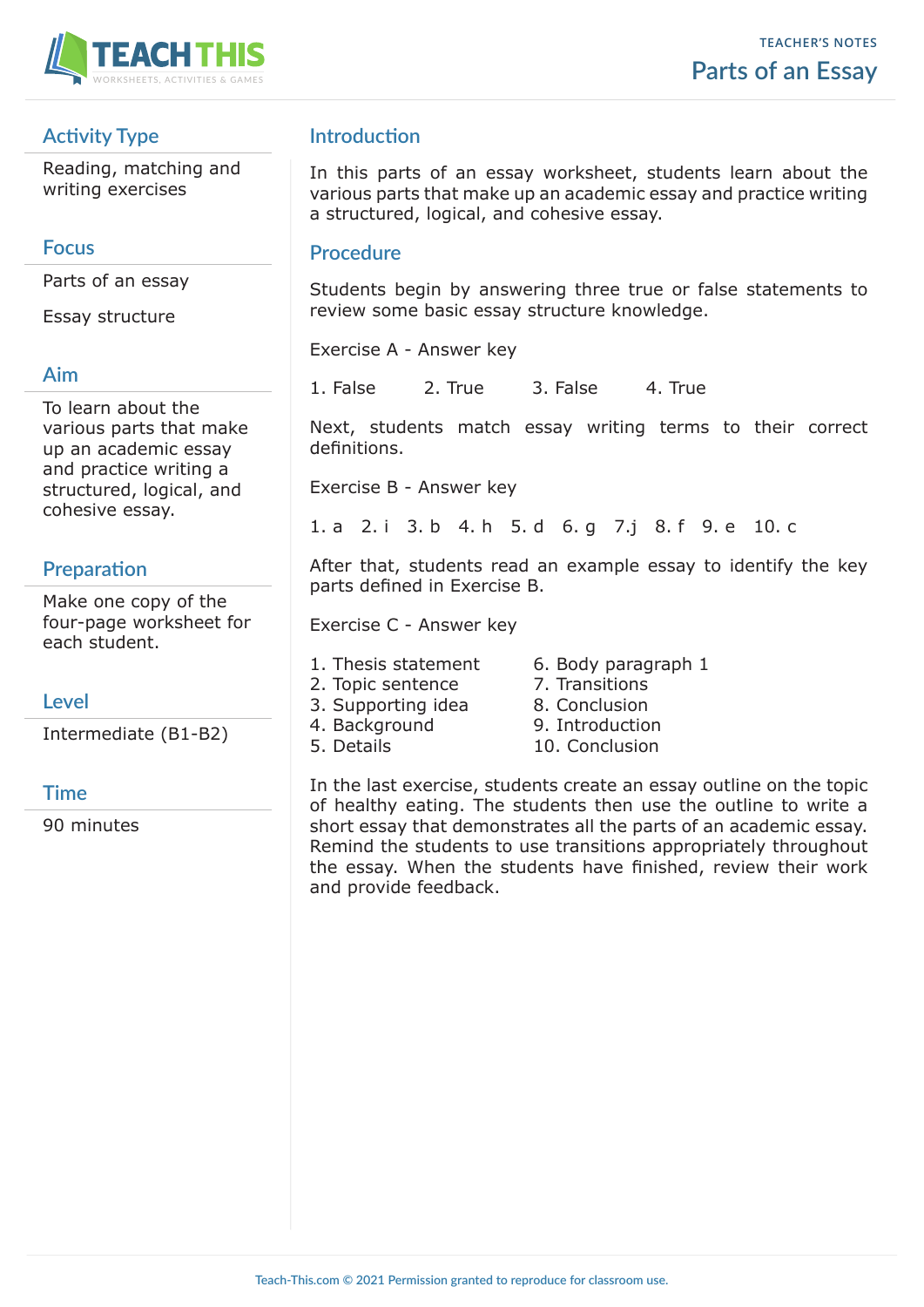TEACHER'S NOTES

# Parts of an Essay

## Activity Type

Reading, matching and writing exercises

## Focus

Parts of an essay

Essay structure

## Aim

To learn about the various parts that make up an academic essay and practice writing a structured, logical, and cohesive essay.

## Preparation

Make one copy of the four-page worksheet for each student.

## Level

Intermediate (B1-B2)

## Time

90 minutes

## Introduction

In this parts of an essay worksheet, students learn about the various parts that make up an academic essay and practice writing a structured, logical, and cohesive essay.

## Procedure

Students begin by answering three true or false statements to review some basic essay structure knowledge.

Exercise A - Answer key

1. False 2. True 3. False 4. True

Next, students match essay writing terms to their correct definitions.

Exercise B - Answer key

1. a 2. i 3. b 4. h 5. d 6. g 7. j 8. f 9. e 10. c

After that, students read an example essay to identify the key parts defined in Exercise B.

Exercise C - Answer key

1. Thesis statement
2. Topic sentence
3. Supporting idea
4. Background
5. Details
6. Body paragraph 1
7. Transitions
8. Conclusion
9. Introduction
10. Conclusion

In the last exercise, students create an essay outline on the topic of healthy eating. The students then use the outline to write a short essay that demonstrates all the parts of an academic essay. Remind the students to use transitions appropriately throughout the essay. When the students have finished, review their work and provide feedback.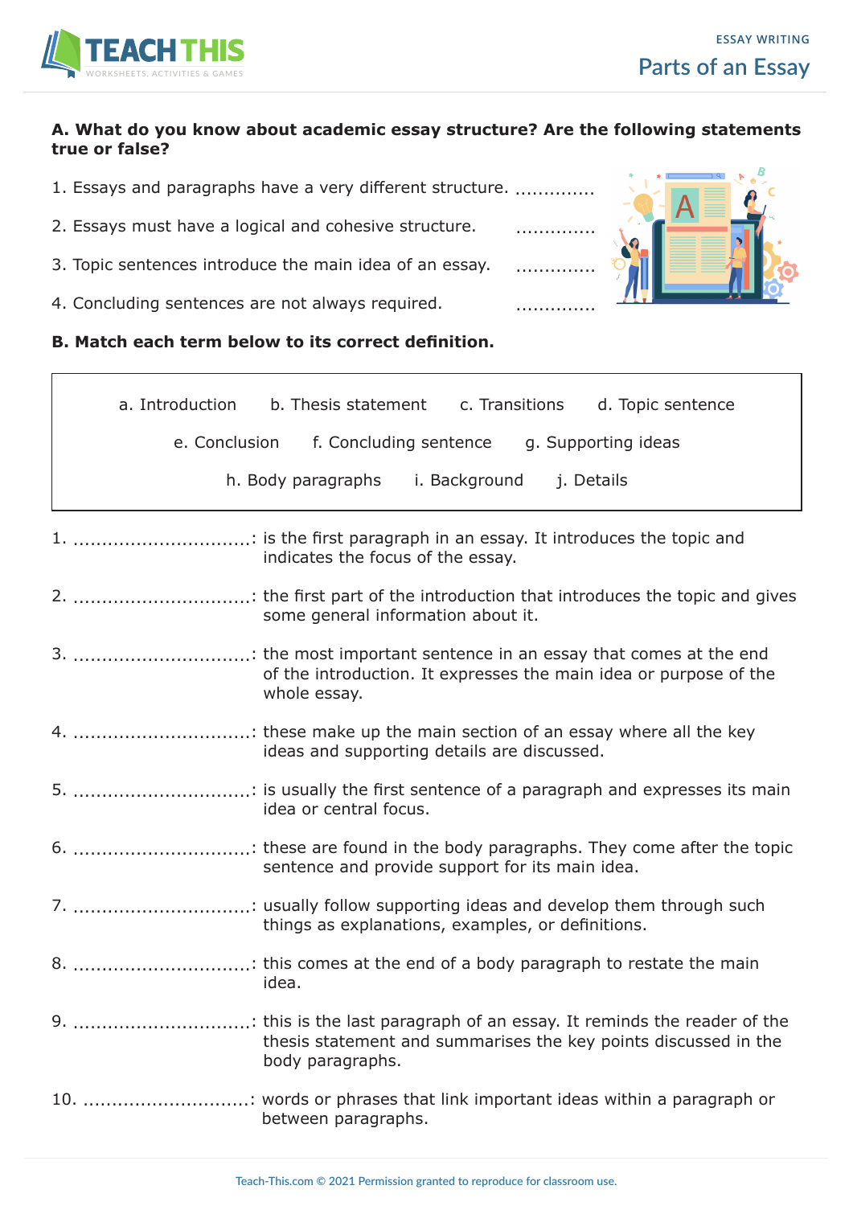# Parts of an Essay

**A. What do you know about academic essay structure? Are the following statements true or false?**

1. Essays and paragraphs have a very different structure. ..............
2. Essays must have a logical and cohesive structure. ..............
3. Topic sentences introduce the main idea of an essay. ..............
4. Concluding sentences are not always required. ..............

**B. Match each term below to its correct definition.**

a. Introduction  b. Thesis statement  c. Transitions  d. Topic sentence

e. Conclusion  f. Concluding sentence  g. Supporting ideas

h. Body paragraphs  i. Background  j. Details

1. ...............................: is the first paragraph in an essay. It introduces the topic and indicates the focus of the essay.
2. ...............................: the first part of the introduction that introduces the topic and gives some general information about it.
3. ...............................: the most important sentence in an essay that comes at the end of the introduction. It expresses the main idea or purpose of the whole essay.
4. ...............................: these make up the main section of an essay where all the key ideas and supporting details are discussed.
5. ...............................: is usually the first sentence of a paragraph and expresses its main idea or central focus.
6. ...............................: these are found in the body paragraphs. They come after the topic sentence and provide support for its main idea.
7. ...............................: usually follow supporting ideas and develop them through such things as explanations, examples, or definitions.
8. ...............................: this comes at the end of a body paragraph to restate the main idea.
9. ...............................: this is the last paragraph of an essay. It reminds the reader of the thesis statement and summarises the key points discussed in the body paragraphs.
10. .............................: words or phrases that link important ideas within a paragraph or between paragraphs.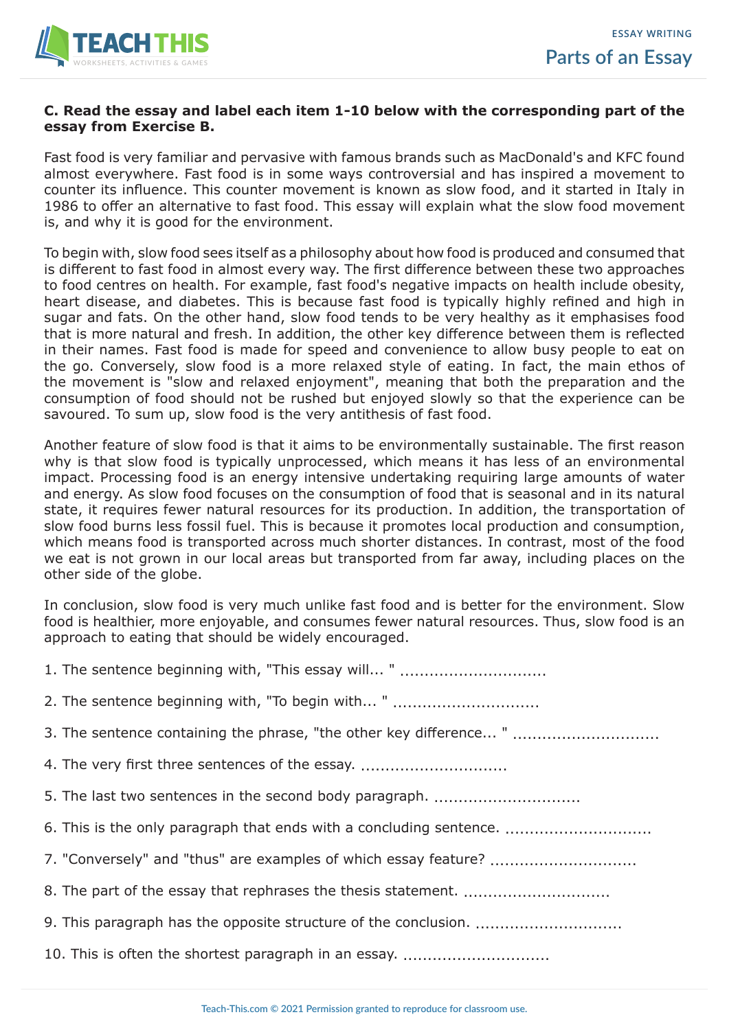**C. Read the essay and label each item 1-10 below with the corresponding part of the essay from Exercise B.**

Fast food is very familiar and pervasive with famous brands such as MacDonald's and KFC found almost everywhere. Fast food is in some ways controversial and has inspired a movement to counter its influence. This counter movement is known as slow food, and it started in Italy in 1986 to offer an alternative to fast food. This essay will explain what the slow food movement is, and why it is good for the environment.

To begin with, slow food sees itself as a philosophy about how food is produced and consumed that is different to fast food in almost every way. The first difference between these two approaches to food centres on health. For example, fast food's negative impacts on health include obesity, heart disease, and diabetes. This is because fast food is typically highly refined and high in sugar and fats. On the other hand, slow food tends to be very healthy as it emphasises food that is more natural and fresh. In addition, the other key difference between them is reflected in their names. Fast food is made for speed and convenience to allow busy people to eat on the go. Conversely, slow food is a more relaxed style of eating. In fact, the main ethos of the movement is "slow and relaxed enjoyment", meaning that both the preparation and the consumption of food should not be rushed but enjoyed slowly so that the experience can be savoured. To sum up, slow food is the very antithesis of fast food.

Another feature of slow food is that it aims to be environmentally sustainable. The first reason why is that slow food is typically unprocessed, which means it has less of an environmental impact. Processing food is an energy intensive undertaking requiring large amounts of water and energy. As slow food focuses on the consumption of food that is seasonal and in its natural state, it requires fewer natural resources for its production. In addition, the transportation of slow food burns less fossil fuel. This is because it promotes local production and consumption, which means food is transported across much shorter distances. In contrast, most of the food we eat is not grown in our local areas but transported from far away, including places on the other side of the globe.

In conclusion, slow food is very much unlike fast food and is better for the environment. Slow food is healthier, more enjoyable, and consumes fewer natural resources. Thus, slow food is an approach to eating that should be widely encouraged.

1. The sentence beginning with, "This essay will... " ..............................

2. The sentence beginning with, "To begin with... " ..............................

3. The sentence containing the phrase, "the other key difference... " ..............................

4. The very first three sentences of the essay. ..............................

5. The last two sentences in the second body paragraph. ..............................

6. This is the only paragraph that ends with a concluding sentence. ..............................

7. "Conversely" and "thus" are examples of which essay feature? ..............................

8. The part of the essay that rephrases the thesis statement. ..............................

9. This paragraph has the opposite structure of the conclusion. ..............................

10. This is often the shortest paragraph in an essay. ..............................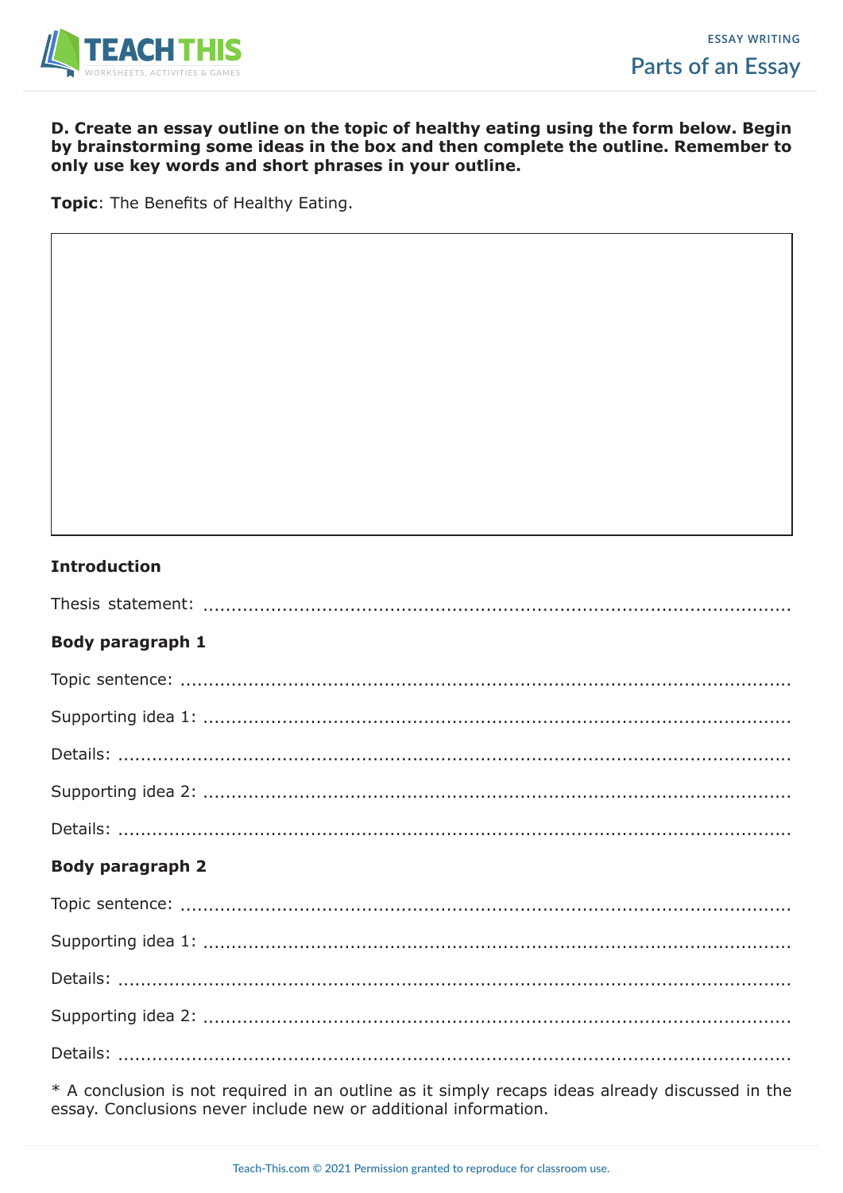**D. Create an essay outline on the topic of healthy eating using the form below. Begin by brainstorming some ideas in the box and then complete the outline. Remember to only use key words and short phrases in your outline.**

**Topic**: The Benefits of Healthy Eating.

**Introduction**

Thesis statement: ..........................................................................................

**Body paragraph 1**

Topic sentence: ..........................................................................................

Supporting idea 1: ..........................................................................................

Details: ..........................................................................................

Supporting idea 2: ..........................................................................................

Details: ..........................................................................................

**Body paragraph 2**

Topic sentence: ..........................................................................................

Supporting idea 1: ..........................................................................................

Details: ..........................................................................................

Supporting idea 2: ..........................................................................................

Details: ..........................................................................................

* A conclusion is not required in an outline as it simply recaps ideas already discussed in the essay. Conclusions never include new or additional information.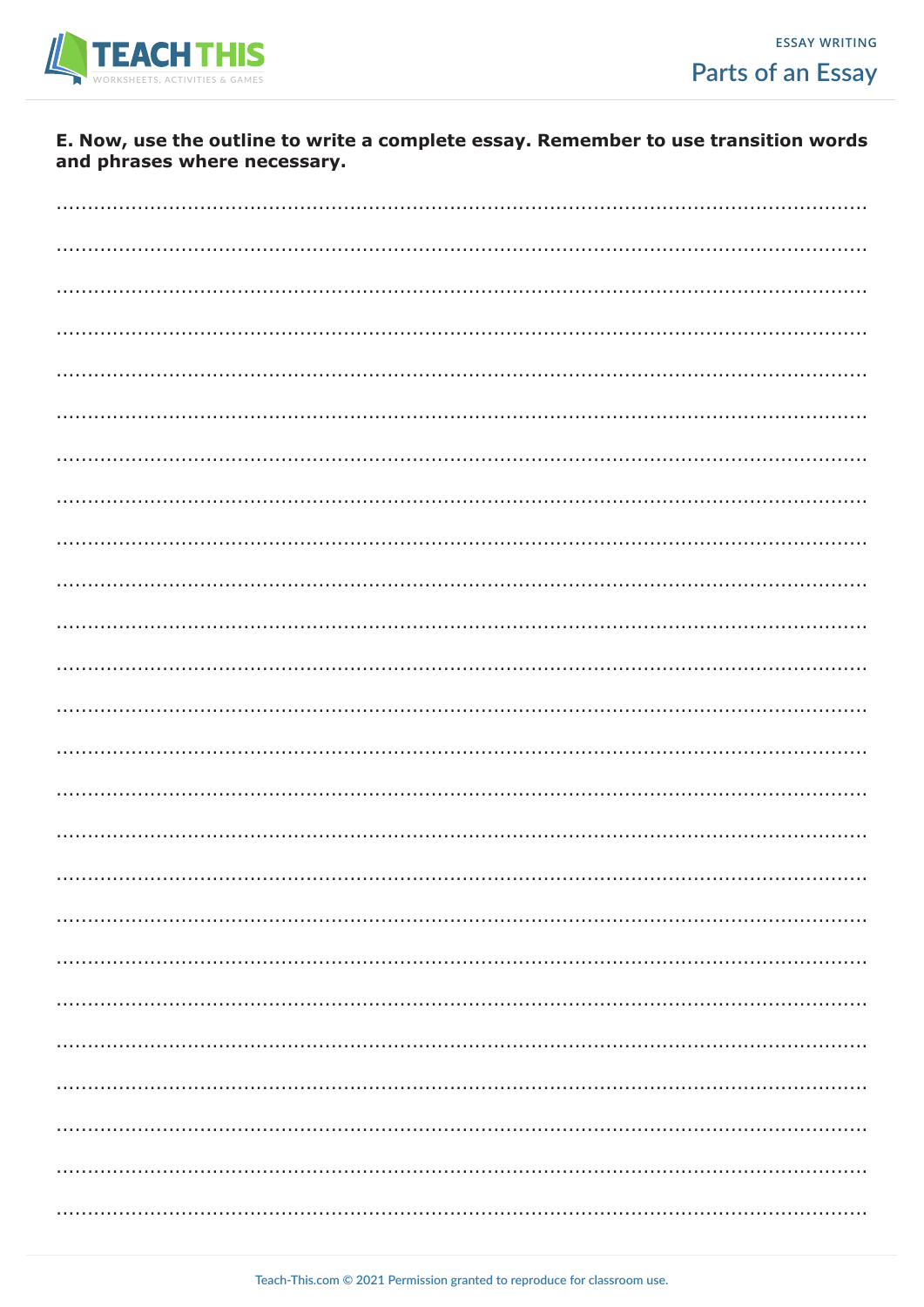**E. Now, use the outline to write a complete essay. Remember to use transition words and phrases where necessary.**

.........................................................................................................................................

.........................................................................................................................................

.........................................................................................................................................

.........................................................................................................................................

.........................................................................................................................................

.........................................................................................................................................

.........................................................................................................................................

.........................................................................................................................................

.........................................................................................................................................

.........................................................................................................................................

.........................................................................................................................................

.........................................................................................................................................

.........................................................................................................................................

.........................................................................................................................................

.........................................................................................................................................

.........................................................................................................................................

.........................................................................................................................................

.........................................................................................................................................

.........................................................................................................................................

.........................................................................................................................................

.........................................................................................................................................

.........................................................................................................................................

.........................................................................................................................................

.........................................................................................................................................

.........................................................................................................................................